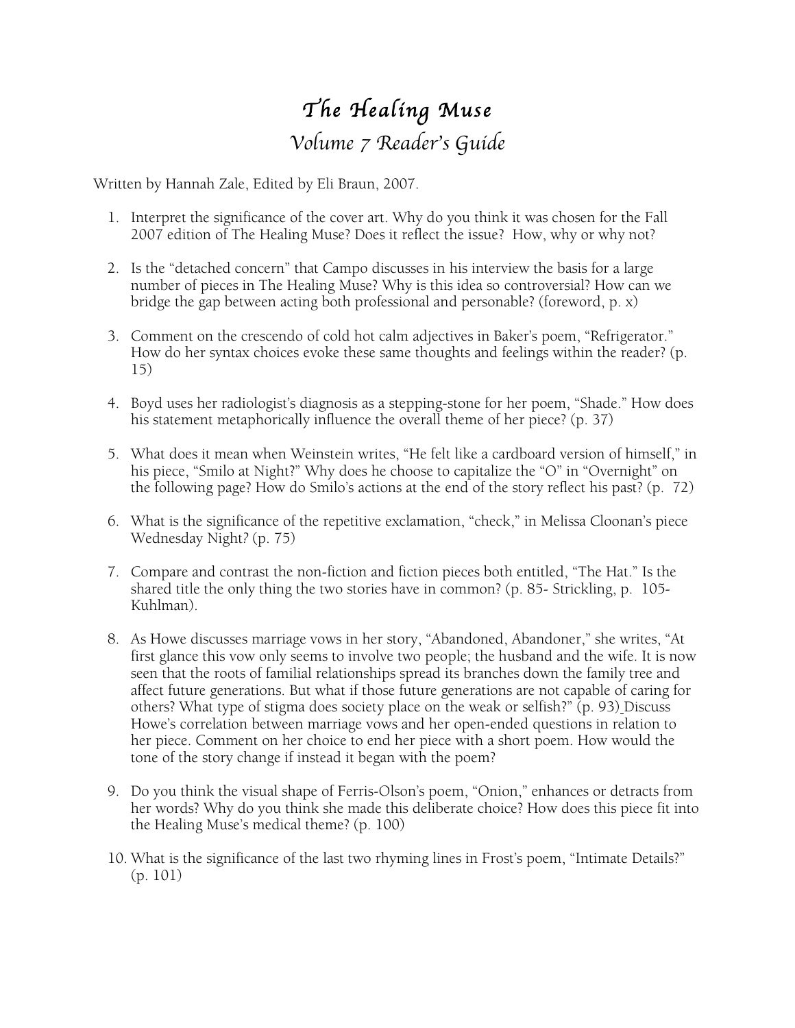# *The Healing Muse*

## *Volume 7 Reader's Guide*

Written by Hannah Zale, Edited by Eli Braun, 2007.

1. Interpret the significance of the cover art. Why do you think it was chosen for the Fall 2007 edition of The Healing Muse? Does it reflect the issue? How, why or why not?

2. Is the "detached concern" that Campo discusses in his interview the basis for a large number of pieces in The Healing Muse? Why is this idea so controversial? How can we bridge the gap between acting both professional and personable? (foreword, p. x)

3. Comment on the crescendo of cold hot calm adjectives in Baker's poem, "Refrigerator." How do her syntax choices evoke these same thoughts and feelings within the reader? (p. 15)

4. Boyd uses her radiologist's diagnosis as a stepping-stone for her poem, "Shade." How does his statement metaphorically influence the overall theme of her piece? (p. 37)

5. What does it mean when Weinstein writes, "He felt like a cardboard version of himself," in his piece, "Smilo at Night?" Why does he choose to capitalize the "O" in "Overnight" on the following page? How do Smilo's actions at the end of the story reflect his past? (p. 72)

6. What is the significance of the repetitive exclamation, "check," in Melissa Cloonan's piece Wednesday Night? (p. 75)

7. Compare and contrast the non-fiction and fiction pieces both entitled, "The Hat." Is the shared title the only thing the two stories have in common? (p. 85- Strickling, p. 105- Kuhlman).

8. As Howe discusses marriage vows in her story, "Abandoned, Abandoner," she writes, "At first glance this vow only seems to involve two people; the husband and the wife. It is now seen that the roots of familial relationships spread its branches down the family tree and affect future generations. But what if those future generations are not capable of caring for others? What type of stigma does society place on the weak or selfish?" (p. 93) Discuss Howe's correlation between marriage vows and her open-ended questions in relation to her piece. Comment on her choice to end her piece with a short poem. How would the tone of the story change if instead it began with the poem?

9. Do you think the visual shape of Ferris-Olson's poem, "Onion," enhances or detracts from her words? Why do you think she made this deliberate choice? How does this piece fit into the Healing Muse's medical theme? (p. 100)

10. What is the significance of the last two rhyming lines in Frost's poem, "Intimate Details?" (p. 101)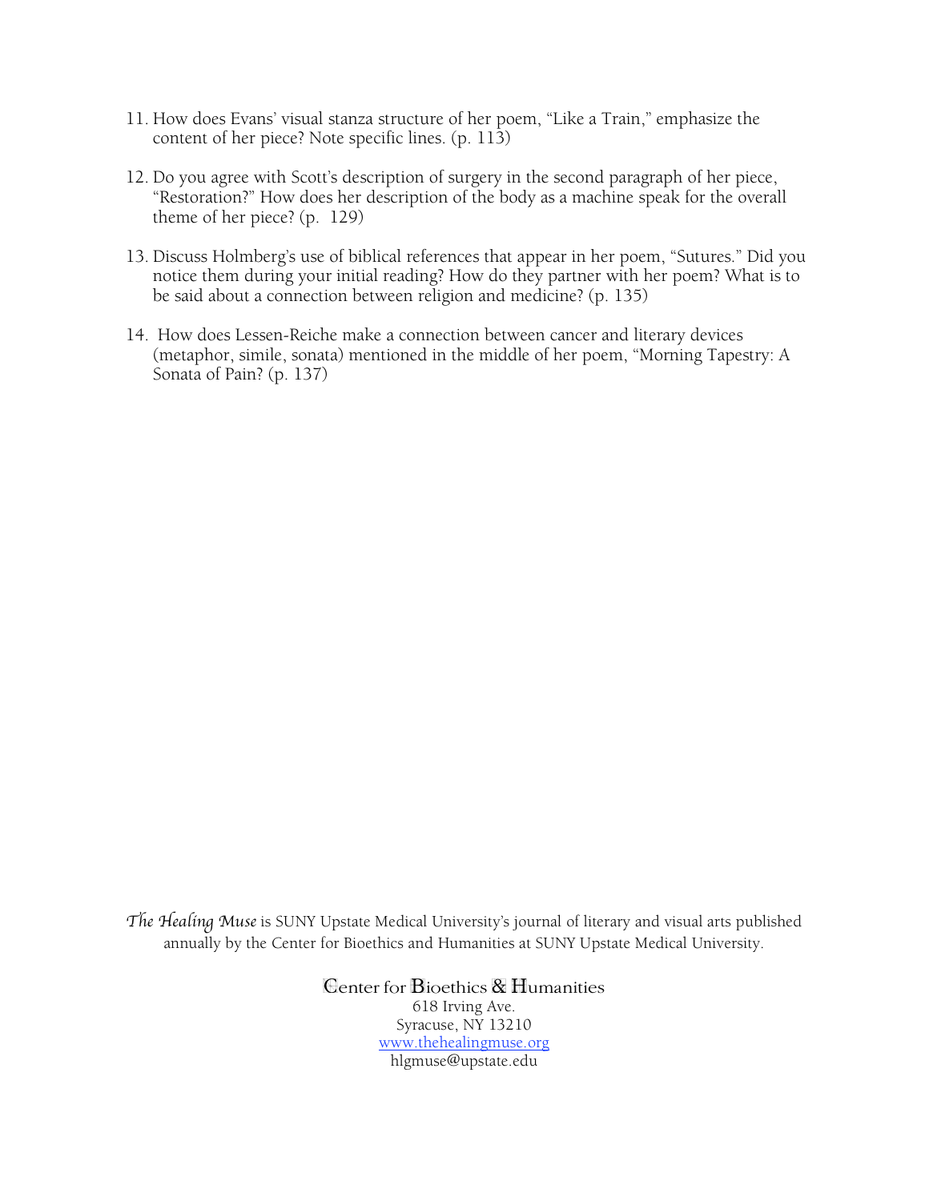11. How does Evans' visual stanza structure of her poem, "Like a Train," emphasize the content of her piece? Note specific lines. (p. 113)

12. Do you agree with Scott's description of surgery in the second paragraph of her piece, "Restoration?" How does her description of the body as a machine speak for the overall theme of her piece? (p. 129)

13. Discuss Holmberg's use of biblical references that appear in her poem, "Sutures." Did you notice them during your initial reading? How do they partner with her poem? What is to be said about a connection between religion and medicine? (p. 135)

14. How does Lessen-Reiche make a connection between cancer and literary devices (metaphor, simile, sonata) mentioned in the middle of her poem, "Morning Tapestry: A Sonata of Pain? (p. 137)

*The Healing Muse* is SUNY Upstate Medical University's journal of literary and visual arts published annually by the Center for Bioethics and Humanities at SUNY Upstate Medical University.

Center for Bioethics & Humanities
618 Irving Ave.
Syracuse, NY 13210
www.thehealingmuse.org
hlgmuse@upstate.edu